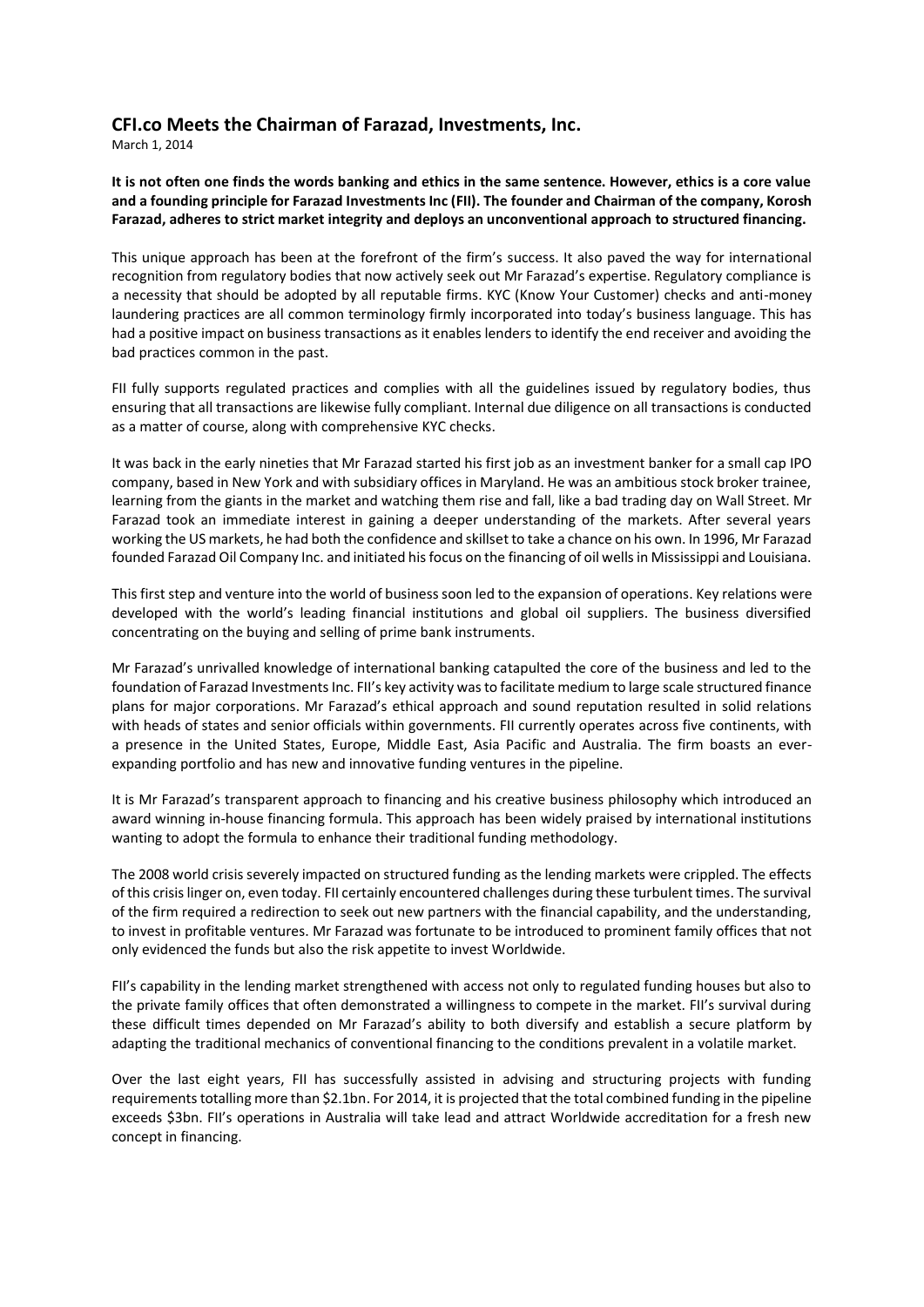# CFI.co Meets the Chairman of Farazad, Investments, Inc.

March 1, 2014

**It is not often one finds the words banking and ethics in the same sentence. However, ethics is a core value and a founding principle for Farazad Investments Inc (FII). The founder and Chairman of the company, Korosh Farazad, adheres to strict market integrity and deploys an unconventional approach to structured financing.**

This unique approach has been at the forefront of the firm's success. It also paved the way for international recognition from regulatory bodies that now actively seek out Mr Farazad's expertise. Regulatory compliance is a necessity that should be adopted by all reputable firms. KYC (Know Your Customer) checks and anti-money laundering practices are all common terminology firmly incorporated into today's business language. This has had a positive impact on business transactions as it enables lenders to identify the end receiver and avoiding the bad practices common in the past.

FII fully supports regulated practices and complies with all the guidelines issued by regulatory bodies, thus ensuring that all transactions are likewise fully compliant. Internal due diligence on all transactions is conducted as a matter of course, along with comprehensive KYC checks.

It was back in the early nineties that Mr Farazad started his first job as an investment banker for a small cap IPO company, based in New York and with subsidiary offices in Maryland. He was an ambitious stock broker trainee, learning from the giants in the market and watching them rise and fall, like a bad trading day on Wall Street. Mr Farazad took an immediate interest in gaining a deeper understanding of the markets. After several years working the US markets, he had both the confidence and skillset to take a chance on his own. In 1996, Mr Farazad founded Farazad Oil Company Inc. and initiated his focus on the financing of oil wells in Mississippi and Louisiana.

This first step and venture into the world of business soon led to the expansion of operations. Key relations were developed with the world's leading financial institutions and global oil suppliers. The business diversified concentrating on the buying and selling of prime bank instruments.

Mr Farazad's unrivalled knowledge of international banking catapulted the core of the business and led to the foundation of Farazad Investments Inc. FII's key activity was to facilitate medium to large scale structured finance plans for major corporations. Mr Farazad's ethical approach and sound reputation resulted in solid relations with heads of states and senior officials within governments. FII currently operates across five continents, with a presence in the United States, Europe, Middle East, Asia Pacific and Australia. The firm boasts an ever-expanding portfolio and has new and innovative funding ventures in the pipeline.

It is Mr Farazad's transparent approach to financing and his creative business philosophy which introduced an award winning in-house financing formula. This approach has been widely praised by international institutions wanting to adopt the formula to enhance their traditional funding methodology.

The 2008 world crisis severely impacted on structured funding as the lending markets were crippled. The effects of this crisis linger on, even today. FII certainly encountered challenges during these turbulent times. The survival of the firm required a redirection to seek out new partners with the financial capability, and the understanding, to invest in profitable ventures. Mr Farazad was fortunate to be introduced to prominent family offices that not only evidenced the funds but also the risk appetite to invest Worldwide.

FII's capability in the lending market strengthened with access not only to regulated funding houses but also to the private family offices that often demonstrated a willingness to compete in the market. FII's survival during these difficult times depended on Mr Farazad's ability to both diversify and establish a secure platform by adapting the traditional mechanics of conventional financing to the conditions prevalent in a volatile market.

Over the last eight years, FII has successfully assisted in advising and structuring projects with funding requirements totalling more than $2.1bn. For 2014, it is projected that the total combined funding in the pipeline exceeds $3bn. FII's operations in Australia will take lead and attract Worldwide accreditation for a fresh new concept in financing.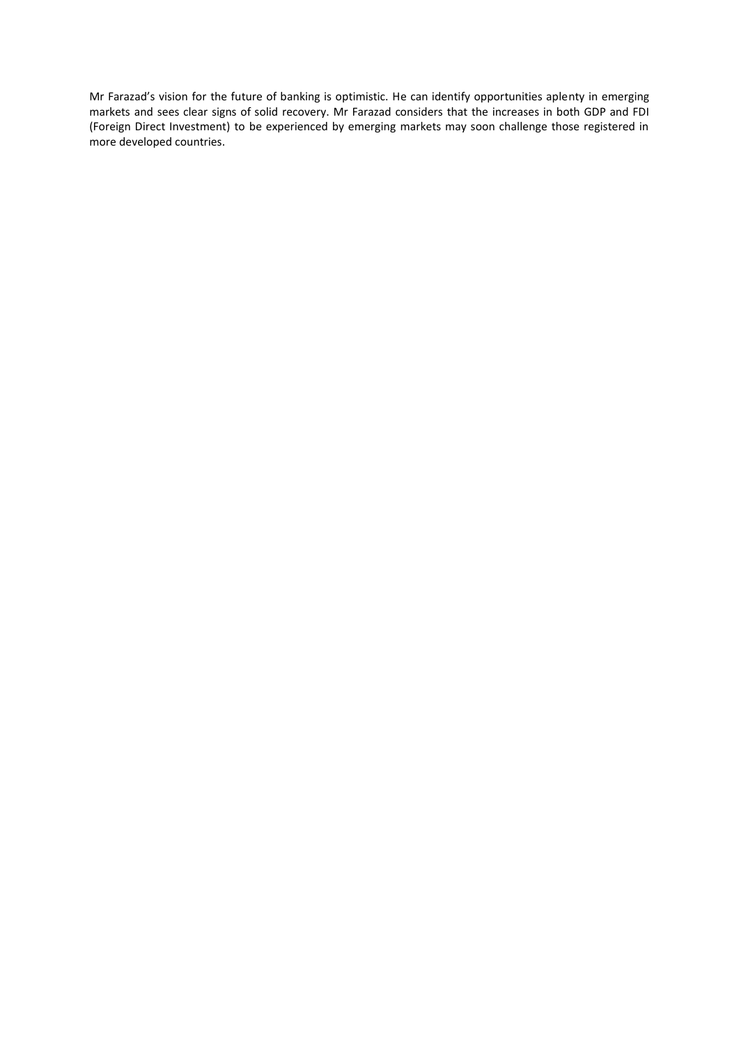Mr Farazad's vision for the future of banking is optimistic. He can identify opportunities aplenty in emerging markets and sees clear signs of solid recovery. Mr Farazad considers that the increases in both GDP and FDI (Foreign Direct Investment) to be experienced by emerging markets may soon challenge those registered in more developed countries.